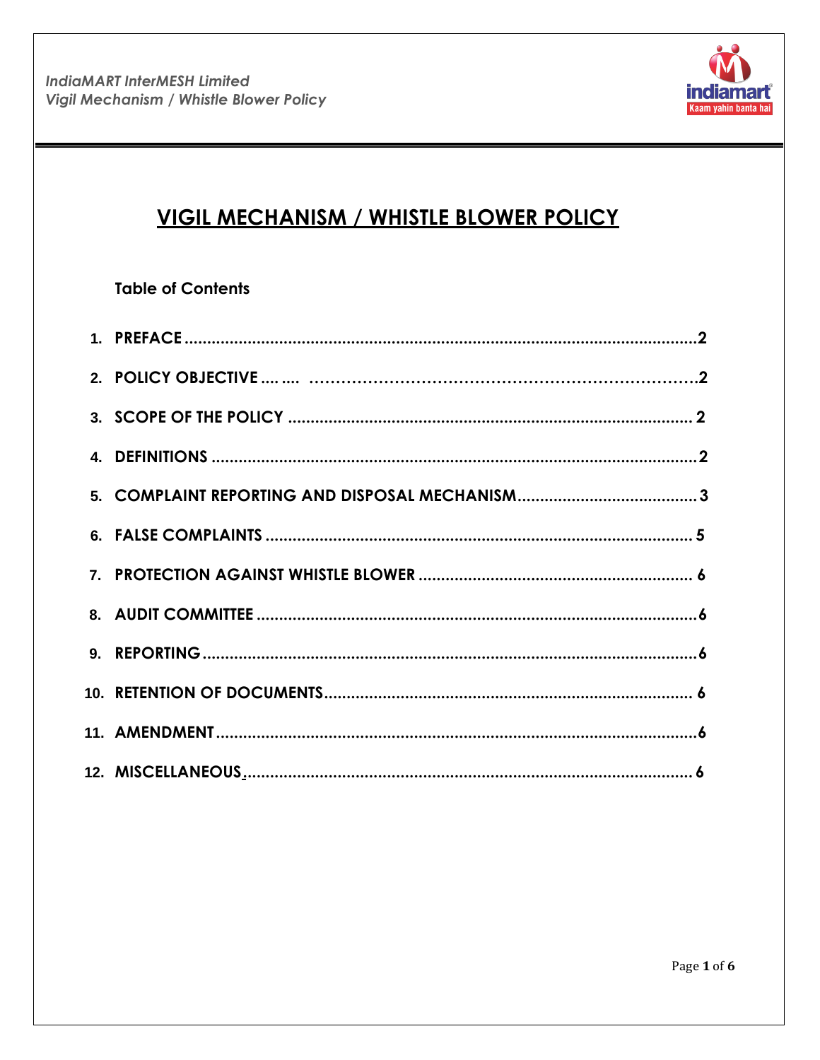# VIGIL MECHANISM / WHISTLE BLOWER POLICY

**Table of Contents**

1. PREFACE .......... 2
2. POLICY OBJECTIVE .......... 2
3. SCOPE OF THE POLICY .......... 2
4. DEFINITIONS .......... 2
5. COMPLAINT REPORTING AND DISPOSAL MECHANISM .......... 3
6. FALSE COMPLAINTS .......... 5
7. PROTECTION AGAINST WHISTLE BLOWER .......... 6
8. AUDIT COMMITTEE .......... 6
9. REPORTING .......... 6
10. RETENTION OF DOCUMENTS .......... 6
11. AMENDMENT .......... 6
12. MISCELLANEOUS .......... 6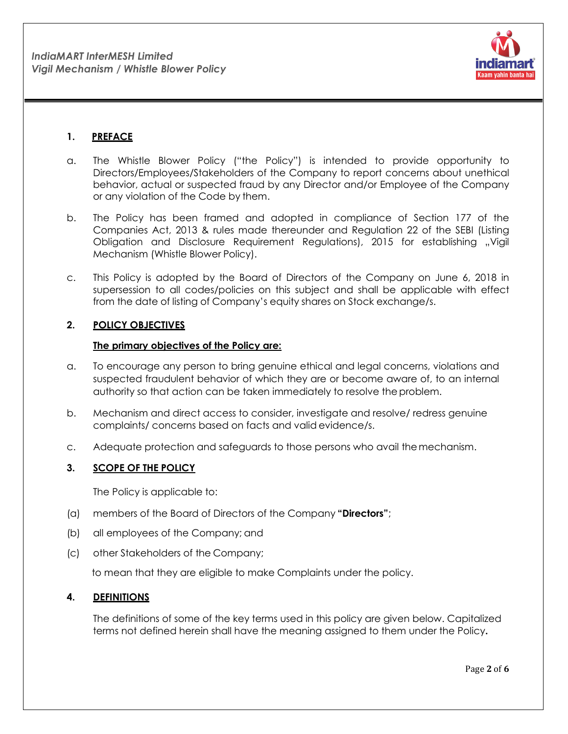## 1. PREFACE

a. The Whistle Blower Policy ("the Policy") is intended to provide opportunity to Directors/Employees/Stakeholders of the Company to report concerns about unethical behavior, actual or suspected fraud by any Director and/or Employee of the Company or any violation of the Code by them.

b. The Policy has been framed and adopted in compliance of Section 177 of the Companies Act, 2013 & rules made thereunder and Regulation 22 of the SEBI (Listing Obligation and Disclosure Requirement Regulations), 2015 for establishing „Vigil Mechanism (Whistle Blower Policy).

c. This Policy is adopted by the Board of Directors of the Company on June 6, 2018 in supersession to all codes/policies on this subject and shall be applicable with effect from the date of listing of Company's equity shares on Stock exchange/s.

## 2. POLICY OBJECTIVES

**The primary objectives of the Policy are:**

a. To encourage any person to bring genuine ethical and legal concerns, violations and suspected fraudulent behavior of which they are or become aware of, to an internal authority so that action can be taken immediately to resolve the problem.

b. Mechanism and direct access to consider, investigate and resolve/ redress genuine complaints/ concerns based on facts and valid evidence/s.

c. Adequate protection and safeguards to those persons who avail the mechanism.

## 3. SCOPE OF THE POLICY

The Policy is applicable to:

(a) members of the Board of Directors of the Company **"Directors"**;

(b) all employees of the Company; and

(c) other Stakeholders of the Company;

to mean that they are eligible to make Complaints under the policy.

## 4. DEFINITIONS

The definitions of some of the key terms used in this policy are given below. Capitalized terms not defined herein shall have the meaning assigned to them under the Policy**.**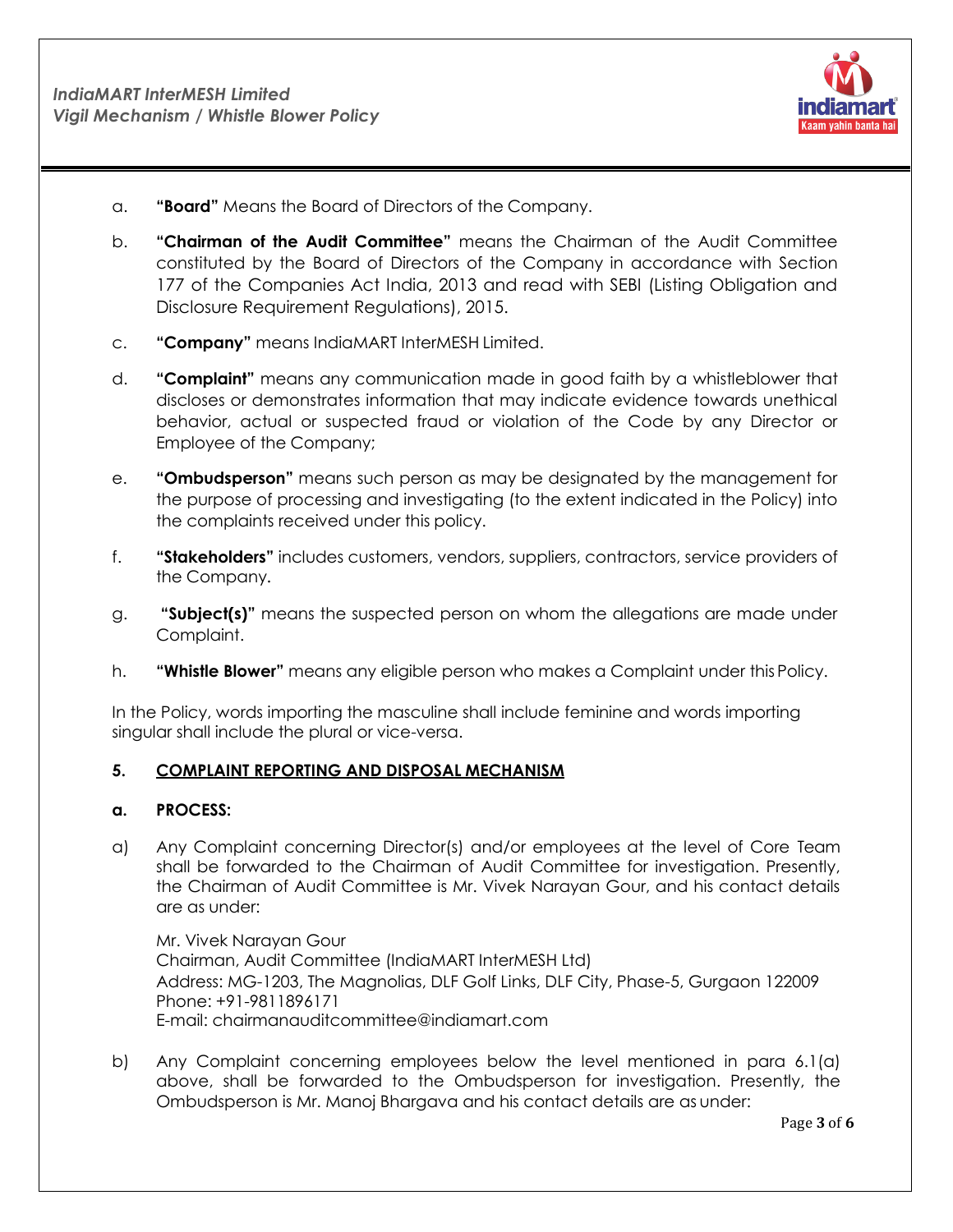a. **"Board"** Means the Board of Directors of the Company.

b. **"Chairman of the Audit Committee"** means the Chairman of the Audit Committee constituted by the Board of Directors of the Company in accordance with Section 177 of the Companies Act India, 2013 and read with SEBI (Listing Obligation and Disclosure Requirement Regulations), 2015.

c. **"Company"** means IndiaMART InterMESH Limited.

d. **"Complaint"** means any communication made in good faith by a whistleblower that discloses or demonstrates information that may indicate evidence towards unethical behavior, actual or suspected fraud or violation of the Code by any Director or Employee of the Company;

e. **"Ombudsperson"** means such person as may be designated by the management for the purpose of processing and investigating (to the extent indicated in the Policy) into the complaints received under this policy.

f. **"Stakeholders"** includes customers, vendors, suppliers, contractors, service providers of the Company.

g. **"Subject(s)"** means the suspected person on whom the allegations are made under Complaint.

h. **"Whistle Blower"** means any eligible person who makes a Complaint under this Policy.

In the Policy, words importing the masculine shall include feminine and words importing singular shall include the plural or vice-versa.

## 5. <u>COMPLAINT REPORTING AND DISPOSAL MECHANISM</u>

### a. PROCESS:

a) Any Complaint concerning Director(s) and/or employees at the level of Core Team shall be forwarded to the Chairman of Audit Committee for investigation. Presently, the Chairman of Audit Committee is Mr. Vivek Narayan Gour, and his contact details are as under:

Mr. Vivek Narayan Gour
Chairman, Audit Committee (IndiaMART InterMESH Ltd)
Address: MG-1203, The Magnolias, DLF Golf Links, DLF City, Phase-5, Gurgaon 122009
Phone: +91-9811896171
E-mail: chairmanauditcommittee@indiamart.com

b) Any Complaint concerning employees below the level mentioned in para 6.1(a) above, shall be forwarded to the Ombudsperson for investigation. Presently, the Ombudsperson is Mr. Manoj Bhargava and his contact details are as under: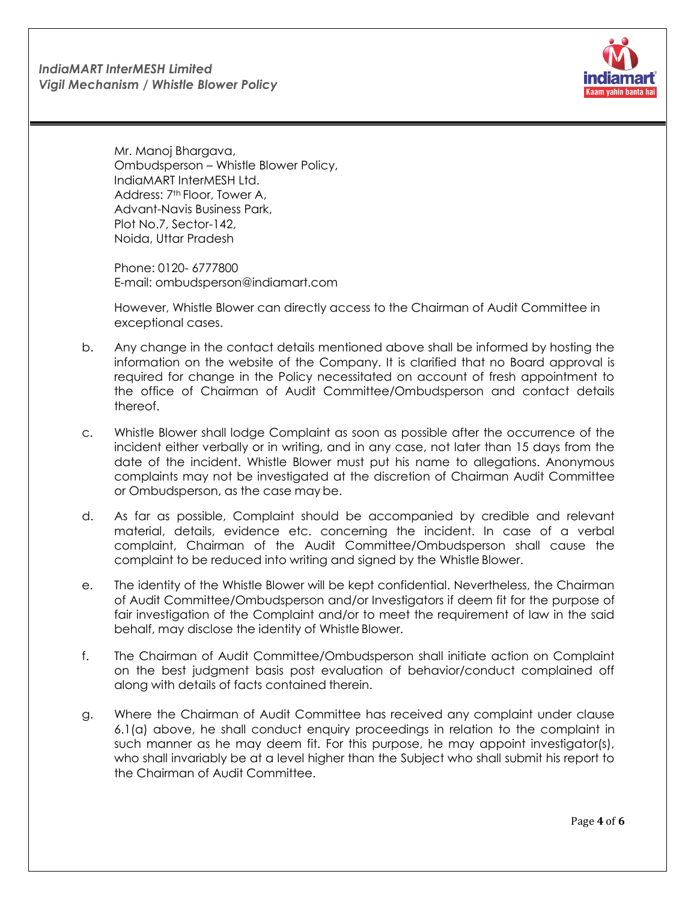Mr. Manoj Bhargava,  
Ombudsperson – Whistle Blower Policy,  
IndiaMART InterMESH Ltd.  
Address: 7th Floor, Tower A,  
Advant-Navis Business Park,  
Plot No.7, Sector-142,  
Noida, Uttar Pradesh

Phone: 0120- 6777800  
E-mail: ombudsperson@indiamart.com

However, Whistle Blower can directly access to the Chairman of Audit Committee in exceptional cases.

b. Any change in the contact details mentioned above shall be informed by hosting the information on the website of the Company. It is clarified that no Board approval is required for change in the Policy necessitated on account of fresh appointment to the office of Chairman of Audit Committee/Ombudsperson and contact details thereof.

c. Whistle Blower shall lodge Complaint as soon as possible after the occurrence of the incident either verbally or in writing, and in any case, not later than 15 days from the date of the incident. Whistle Blower must put his name to allegations. Anonymous complaints may not be investigated at the discretion of Chairman Audit Committee or Ombudsperson, as the case may be.

d. As far as possible, Complaint should be accompanied by credible and relevant material, details, evidence etc. concerning the incident. In case of a verbal complaint, Chairman of the Audit Committee/Ombudsperson shall cause the complaint to be reduced into writing and signed by the Whistle Blower.

e. The identity of the Whistle Blower will be kept confidential. Nevertheless, the Chairman of Audit Committee/Ombudsperson and/or Investigators if deem fit for the purpose of fair investigation of the Complaint and/or to meet the requirement of law in the said behalf, may disclose the identity of Whistle Blower.

f. The Chairman of Audit Committee/Ombudsperson shall initiate action on Complaint on the best judgment basis post evaluation of behavior/conduct complained off along with details of facts contained therein.

g. Where the Chairman of Audit Committee has received any complaint under clause 6.1(a) above, he shall conduct enquiry proceedings in relation to the complaint in such manner as he may deem fit. For this purpose, he may appoint investigator(s), who shall invariably be at a level higher than the Subject who shall submit his report to the Chairman of Audit Committee.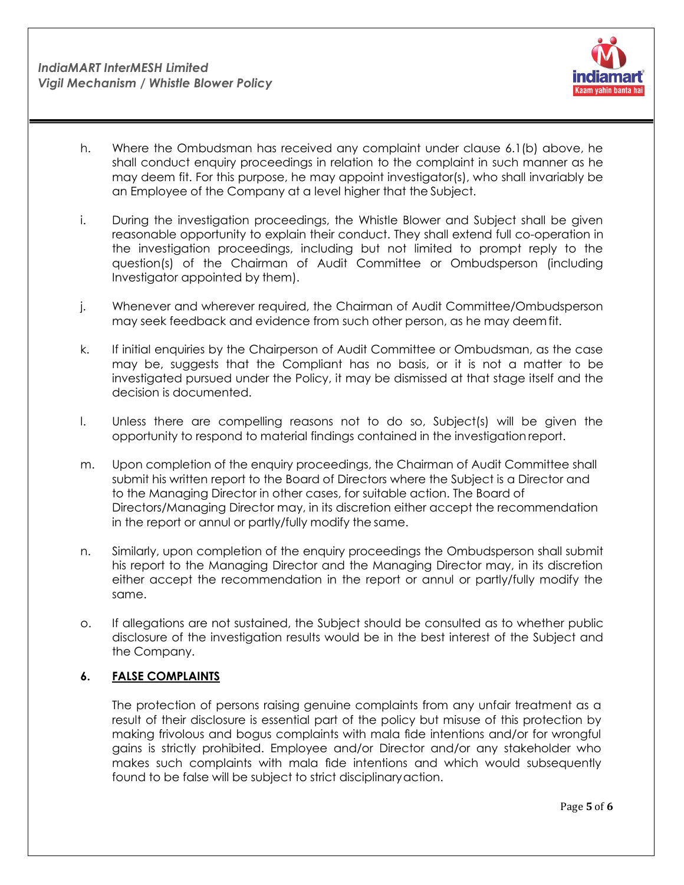h. Where the Ombudsman has received any complaint under clause 6.1(b) above, he shall conduct enquiry proceedings in relation to the complaint in such manner as he may deem fit. For this purpose, he may appoint investigator(s), who shall invariably be an Employee of the Company at a level higher that the Subject.

i. During the investigation proceedings, the Whistle Blower and Subject shall be given reasonable opportunity to explain their conduct. They shall extend full co-operation in the investigation proceedings, including but not limited to prompt reply to the question(s) of the Chairman of Audit Committee or Ombudsperson (including Investigator appointed by them).

j. Whenever and wherever required, the Chairman of Audit Committee/Ombudsperson may seek feedback and evidence from such other person, as he may deem fit.

k. If initial enquiries by the Chairperson of Audit Committee or Ombudsman, as the case may be, suggests that the Compliant has no basis, or it is not a matter to be investigated pursued under the Policy, it may be dismissed at that stage itself and the decision is documented.

l. Unless there are compelling reasons not to do so, Subject(s) will be given the opportunity to respond to material findings contained in the investigation report.

m. Upon completion of the enquiry proceedings, the Chairman of Audit Committee shall submit his written report to the Board of Directors where the Subject is a Director and to the Managing Director in other cases, for suitable action. The Board of Directors/Managing Director may, in its discretion either accept the recommendation in the report or annul or partly/fully modify the same.

n. Similarly, upon completion of the enquiry proceedings the Ombudsperson shall submit his report to the Managing Director and the Managing Director may, in its discretion either accept the recommendation in the report or annul or partly/fully modify the same.

o. If allegations are not sustained, the Subject should be consulted as to whether public disclosure of the investigation results would be in the best interest of the Subject and the Company.

## 6. FALSE COMPLAINTS

The protection of persons raising genuine complaints from any unfair treatment as a result of their disclosure is essential part of the policy but misuse of this protection by making frivolous and bogus complaints with mala fide intentions and/or for wrongful gains is strictly prohibited. Employee and/or Director and/or any stakeholder who makes such complaints with mala fide intentions and which would subsequently found to be false will be subject to strict disciplinary action.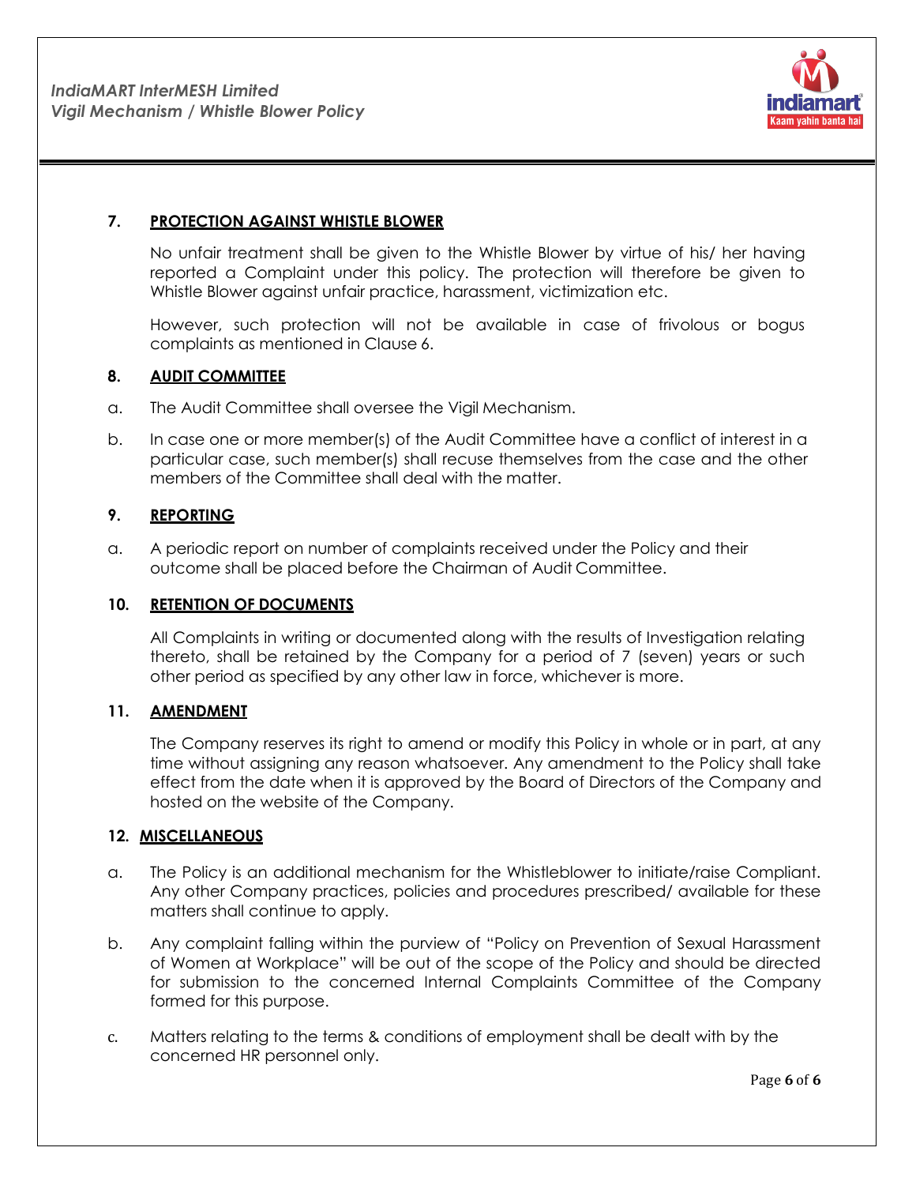## 7. PROTECTION AGAINST WHISTLE BLOWER

No unfair treatment shall be given to the Whistle Blower by virtue of his/ her having reported a Complaint under this policy. The protection will therefore be given to Whistle Blower against unfair practice, harassment, victimization etc.

However, such protection will not be available in case of frivolous or bogus complaints as mentioned in Clause 6.

## 8. AUDIT COMMITTEE

a. The Audit Committee shall oversee the Vigil Mechanism.

b. In case one or more member(s) of the Audit Committee have a conflict of interest in a particular case, such member(s) shall recuse themselves from the case and the other members of the Committee shall deal with the matter.

## 9. REPORTING

a. A periodic report on number of complaints received under the Policy and their outcome shall be placed before the Chairman of Audit Committee.

## 10. RETENTION OF DOCUMENTS

All Complaints in writing or documented along with the results of Investigation relating thereto, shall be retained by the Company for a period of 7 (seven) years or such other period as specified by any other law in force, whichever is more.

## 11. AMENDMENT

The Company reserves its right to amend or modify this Policy in whole or in part, at any time without assigning any reason whatsoever. Any amendment to the Policy shall take effect from the date when it is approved by the Board of Directors of the Company and hosted on the website of the Company.

## 12. MISCELLANEOUS

a. The Policy is an additional mechanism for the Whistleblower to initiate/raise Compliant. Any other Company practices, policies and procedures prescribed/ available for these matters shall continue to apply.

b. Any complaint falling within the purview of "Policy on Prevention of Sexual Harassment of Women at Workplace" will be out of the scope of the Policy and should be directed for submission to the concerned Internal Complaints Committee of the Company formed for this purpose.

c. Matters relating to the terms & conditions of employment shall be dealt with by the concerned HR personnel only.